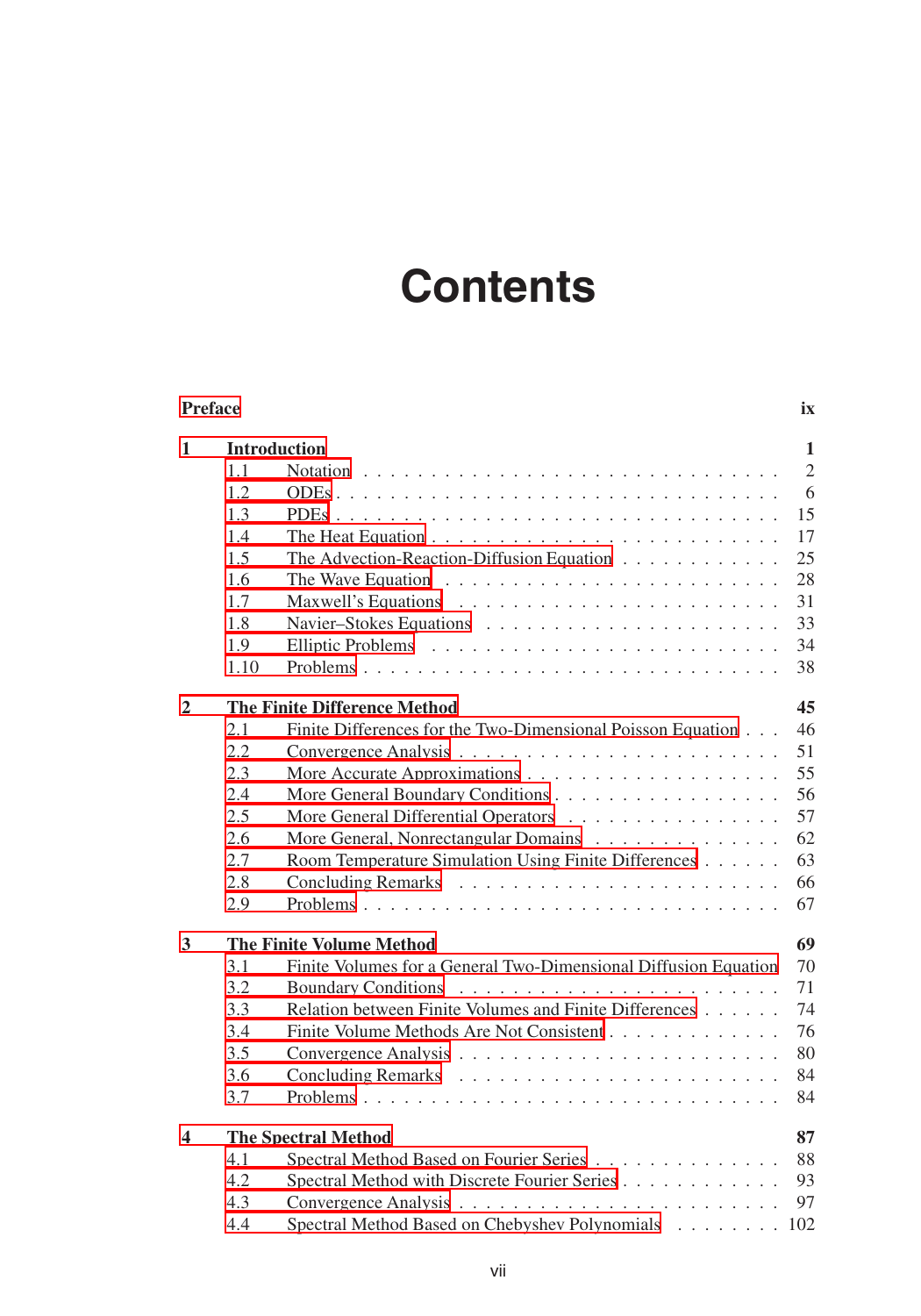# Contents

**Preface** ix

**1 Introduction** **1**

- 1.1 Notation . . . 2
- 1.2 ODEs . . . 6
- 1.3 PDEs . . . 15
- 1.4 The Heat Equation . . . 17
- 1.5 The Advection-Reaction-Diffusion Equation . . . 25
- 1.6 The Wave Equation . . . 28
- 1.7 Maxwell's Equations . . . 31
- 1.8 Navier–Stokes Equations . . . 33
- 1.9 Elliptic Problems . . . 34
- 1.10 Problems . . . 38

**2 The Finite Difference Method** **45**

- 2.1 Finite Differences for the Two-Dimensional Poisson Equation . . . 46
- 2.2 Convergence Analysis . . . 51
- 2.3 More Accurate Approximations . . . 55
- 2.4 More General Boundary Conditions . . . 56
- 2.5 More General Differential Operators . . . 57
- 2.6 More General, Nonrectangular Domains . . . 62
- 2.7 Room Temperature Simulation Using Finite Differences . . . 63
- 2.8 Concluding Remarks . . . 66
- 2.9 Problems . . . 67

**3 The Finite Volume Method** **69**

- 3.1 Finite Volumes for a General Two-Dimensional Diffusion Equation 70
- 3.2 Boundary Conditions . . . 71
- 3.3 Relation between Finite Volumes and Finite Differences . . . 74
- 3.4 Finite Volume Methods Are Not Consistent . . . 76
- 3.5 Convergence Analysis . . . 80
- 3.6 Concluding Remarks . . . 84
- 3.7 Problems . . . 84

**4 The Spectral Method** **87**

- 4.1 Spectral Method Based on Fourier Series . . . 88
- 4.2 Spectral Method with Discrete Fourier Series . . . 93
- 4.3 Convergence Analysis . . . 97
- 4.4 Spectral Method Based on Chebyshev Polynomials . . . 102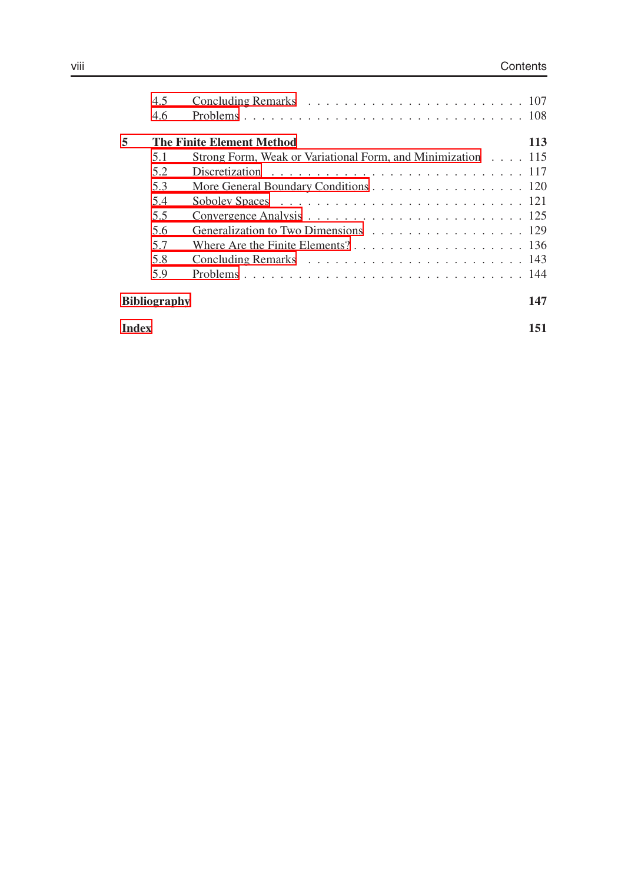4.5 Concluding Remarks . . . . . . . . . . . . . . . . . . . . . . . . 107
4.6 Problems . . . . . . . . . . . . . . . . . . . . . . . . . . . . . . 108

**5 The Finite Element Method** **113**
5.1 Strong Form, Weak or Variational Form, and Minimization . . . . 115
5.2 Discretization . . . . . . . . . . . . . . . . . . . . . . . . . . . 117
5.3 More General Boundary Conditions . . . . . . . . . . . . . . . . . 120
5.4 Sobolev Spaces . . . . . . . . . . . . . . . . . . . . . . . . . . . 121
5.5 Convergence Analysis . . . . . . . . . . . . . . . . . . . . . . . . 125
5.6 Generalization to Two Dimensions . . . . . . . . . . . . . . . . . 129
5.7 Where Are the Finite Elements? . . . . . . . . . . . . . . . . . . . 136
5.8 Concluding Remarks . . . . . . . . . . . . . . . . . . . . . . . . 143
5.9 Problems . . . . . . . . . . . . . . . . . . . . . . . . . . . . . . 144

**Bibliography** **147**

**Index** **151**